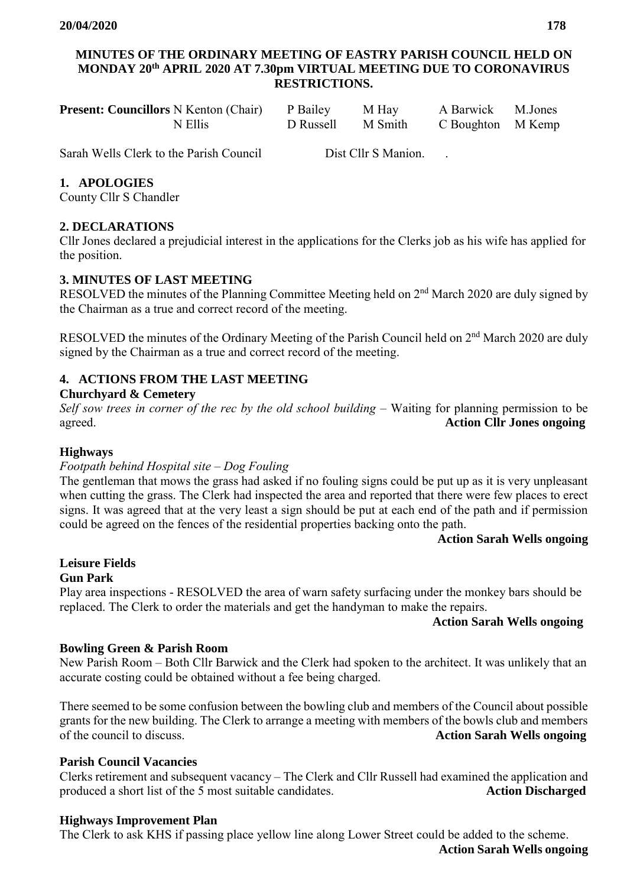**MINUTES OF THE ORDINARY MEETING OF EASTRY PARISH COUNCIL HELD ON MONDAY 20th APRIL 2020 AT 7.30pm VIRTUAL MEETING DUE TO CORONAVIRUS RESTRICTIONS.**

| **Present: Councillors** N Kenton (Chair) | P Bailey | M Hay | A Barwick | M.Jones |
|---|---|---|---|---|
| N Ellis | D Russell | M Smith | C Boughton | M Kemp |

Sarah Wells Clerk to the Parish Council Dist Cllr S Manion. .

## 1. APOLOGIES

County Cllr S Chandler

## 2. DECLARATIONS

Cllr Jones declared a prejudicial interest in the applications for the Clerks job as his wife has applied for the position.

## 3. MINUTES OF LAST MEETING

RESOLVED the minutes of the Planning Committee Meeting held on 2nd March 2020 are duly signed by the Chairman as a true and correct record of the meeting.

RESOLVED the minutes of the Ordinary Meeting of the Parish Council held on 2nd March 2020 are duly signed by the Chairman as a true and correct record of the meeting.

## 4. ACTIONS FROM THE LAST MEETING

**Churchyard & Cemetery**

*Self sow trees in corner of the rec by the old school building* – Waiting for planning permission to be agreed. **Action Cllr Jones ongoing**

**Highways**

*Footpath behind Hospital site – Dog Fouling*

The gentleman that mows the grass had asked if no fouling signs could be put up as it is very unpleasant when cutting the grass. The Clerk had inspected the area and reported that there were few places to erect signs. It was agreed that at the very least a sign should be put at each end of the path and if permission could be agreed on the fences of the residential properties backing onto the path.

**Action Sarah Wells ongoing**

**Leisure Fields**

**Gun Park**

Play area inspections - RESOLVED the area of warn safety surfacing under the monkey bars should be replaced. The Clerk to order the materials and get the handyman to make the repairs.

**Action Sarah Wells ongoing**

**Bowling Green & Parish Room**

New Parish Room – Both Cllr Barwick and the Clerk had spoken to the architect. It was unlikely that an accurate costing could be obtained without a fee being charged.

There seemed to be some confusion between the bowling club and members of the Council about possible grants for the new building. The Clerk to arrange a meeting with members of the bowls club and members of the council to discuss. **Action Sarah Wells ongoing**

**Parish Council Vacancies**

Clerks retirement and subsequent vacancy – The Clerk and Cllr Russell had examined the application and produced a short list of the 5 most suitable candidates. **Action Discharged**

**Highways Improvement Plan**

The Clerk to ask KHS if passing place yellow line along Lower Street could be added to the scheme.

**Action Sarah Wells ongoing**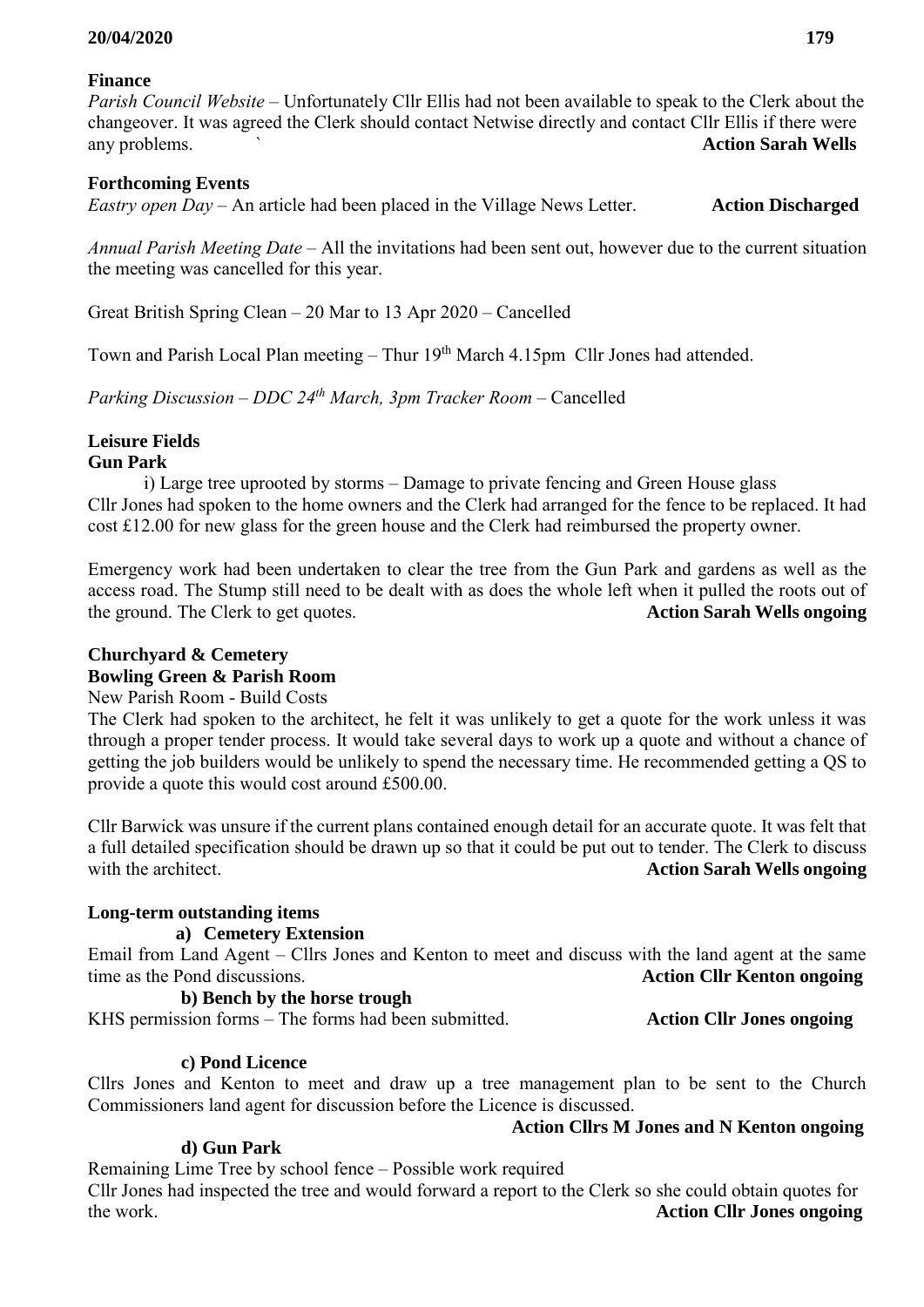## Finance

*Parish Council Website* – Unfortunately Cllr Ellis had not been available to speak to the Clerk about the changeover. It was agreed the Clerk should contact Netwise directly and contact Cllr Ellis if there were any problems. ` **Action Sarah Wells**

## Forthcoming Events

*Eastry open Day* – An article had been placed in the Village News Letter. **Action Discharged**

*Annual Parish Meeting Date* – All the invitations had been sent out, however due to the current situation the meeting was cancelled for this year.

Great British Spring Clean – 20 Mar to 13 Apr 2020 – Cancelled

Town and Parish Local Plan meeting – Thur 19th March 4.15pm Cllr Jones had attended.

*Parking Discussion – DDC 24th March, 3pm Tracker Room* – Cancelled

## Leisure Fields

### Gun Park

i) Large tree uprooted by storms – Damage to private fencing and Green House glass
Cllr Jones had spoken to the home owners and the Clerk had arranged for the fence to be replaced. It had cost £12.00 for new glass for the green house and the Clerk had reimbursed the property owner.

Emergency work had been undertaken to clear the tree from the Gun Park and gardens as well as the access road. The Stump still need to be dealt with as does the whole left when it pulled the roots out of the ground. The Clerk to get quotes. **Action Sarah Wells ongoing**

## Churchyard & Cemetery

## Bowling Green & Parish Room

New Parish Room - Build Costs

The Clerk had spoken to the architect, he felt it was unlikely to get a quote for the work unless it was through a proper tender process. It would take several days to work up a quote and without a chance of getting the job builders would be unlikely to spend the necessary time. He recommended getting a QS to provide a quote this would cost around £500.00.

Cllr Barwick was unsure if the current plans contained enough detail for an accurate quote. It was felt that a full detailed specification should be drawn up so that it could be put out to tender. The Clerk to discuss with the architect. **Action Sarah Wells ongoing**

## Long-term outstanding items

### a) Cemetery Extension

Email from Land Agent – Cllrs Jones and Kenton to meet and discuss with the land agent at the same time as the Pond discussions. **Action Cllr Kenton ongoing**

### b) Bench by the horse trough

KHS permission forms – The forms had been submitted. **Action Cllr Jones ongoing**

### c) Pond Licence

Cllrs Jones and Kenton to meet and draw up a tree management plan to be sent to the Church Commissioners land agent for discussion before the Licence is discussed.

**Action Cllrs M Jones and N Kenton ongoing**

### d) Gun Park

Remaining Lime Tree by school fence – Possible work required

Cllr Jones had inspected the tree and would forward a report to the Clerk so she could obtain quotes for the work. **Action Cllr Jones ongoing**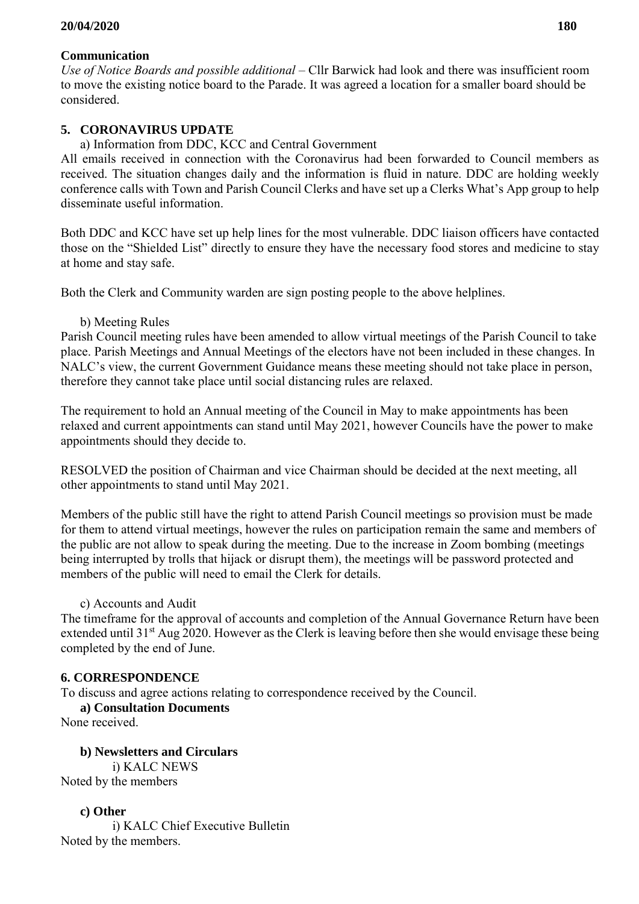**Communication**

*Use of Notice Boards and possible additional* – Cllr Barwick had look and there was insufficient room to move the existing notice board to the Parade. It was agreed a location for a smaller board should be considered.

## 5. CORONAVIRUS UPDATE

a) Information from DDC, KCC and Central Government

All emails received in connection with the Coronavirus had been forwarded to Council members as received. The situation changes daily and the information is fluid in nature. DDC are holding weekly conference calls with Town and Parish Council Clerks and have set up a Clerks What's App group to help disseminate useful information.

Both DDC and KCC have set up help lines for the most vulnerable. DDC liaison officers have contacted those on the "Shielded List" directly to ensure they have the necessary food stores and medicine to stay at home and stay safe.

Both the Clerk and Community warden are sign posting people to the above helplines.

b) Meeting Rules

Parish Council meeting rules have been amended to allow virtual meetings of the Parish Council to take place. Parish Meetings and Annual Meetings of the electors have not been included in these changes. In NALC's view, the current Government Guidance means these meeting should not take place in person, therefore they cannot take place until social distancing rules are relaxed.

The requirement to hold an Annual meeting of the Council in May to make appointments has been relaxed and current appointments can stand until May 2021, however Councils have the power to make appointments should they decide to.

RESOLVED the position of Chairman and vice Chairman should be decided at the next meeting, all other appointments to stand until May 2021.

Members of the public still have the right to attend Parish Council meetings so provision must be made for them to attend virtual meetings, however the rules on participation remain the same and members of the public are not allow to speak during the meeting. Due to the increase in Zoom bombing (meetings being interrupted by trolls that hijack or disrupt them), the meetings will be password protected and members of the public will need to email the Clerk for details.

c) Accounts and Audit

The timeframe for the approval of accounts and completion of the Annual Governance Return have been extended until 31st Aug 2020. However as the Clerk is leaving before then she would envisage these being completed by the end of June.

## 6. CORRESPONDENCE

To discuss and agree actions relating to correspondence received by the Council.

**a) Consultation Documents**

None received.

**b) Newsletters and Circulars**

i) KALC NEWS

Noted by the members

**c) Other**

i) KALC Chief Executive Bulletin

Noted by the members.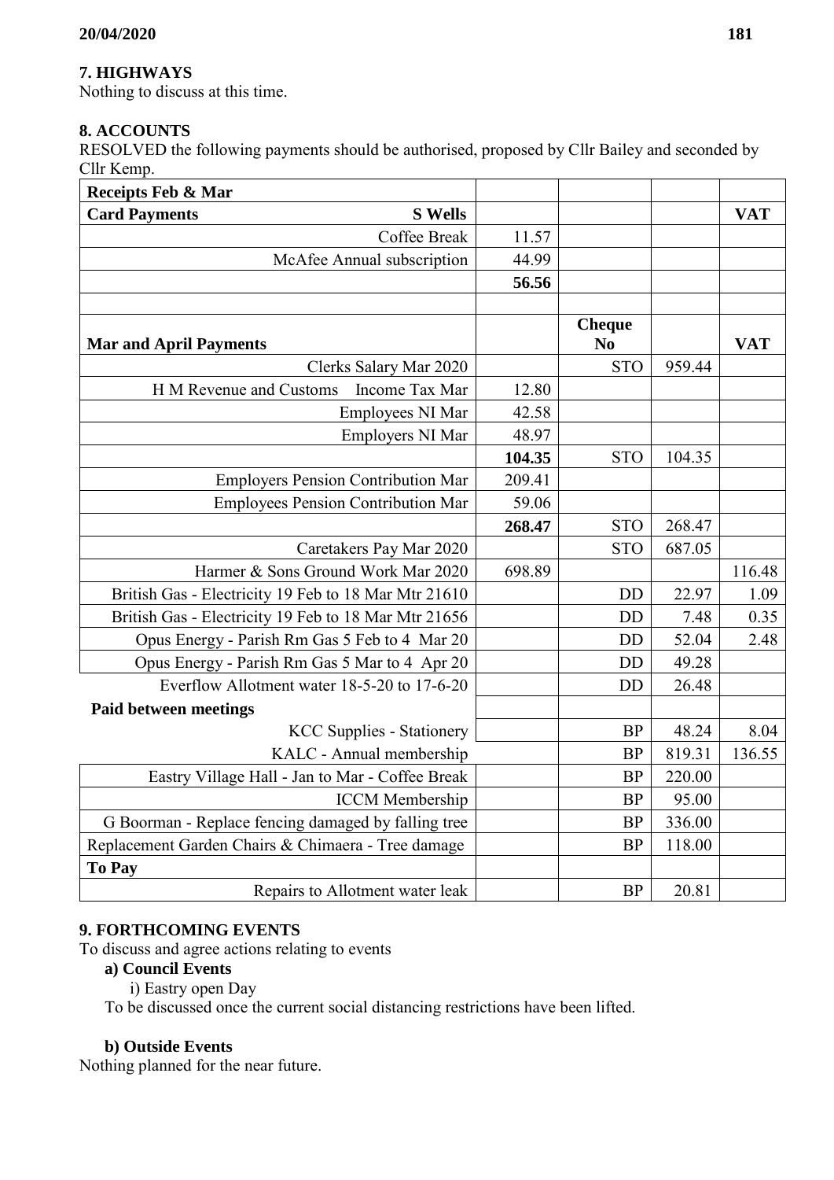## 7. HIGHWAYS

Nothing to discuss at this time.

## 8. ACCOUNTS

RESOLVED the following payments should be authorised, proposed by Cllr Bailey and seconded by Cllr Kemp.

| Receipts Feb & Mar | | | | |
|---|---|---|---|---|
| **Card Payments** **S Wells** | | | | **VAT** |
| Coffee Break | 11.57 | | | |
| McAfee Annual subscription | 44.99 | | | |
| | **56.56** | | | |
| | | | | |
| **Mar and April Payments** | | **Cheque No** | | **VAT** |
| Clerks Salary Mar 2020 | | STO | 959.44 | |
| H M Revenue and Customs Income Tax Mar | 12.80 | | | |
| Employees NI Mar | 42.58 | | | |
| Employers NI Mar | 48.97 | | | |
| | **104.35** | STO | 104.35 | |
| Employers Pension Contribution Mar | 209.41 | | | |
| Employees Pension Contribution Mar | 59.06 | | | |
| | **268.47** | STO | 268.47 | |
| Caretakers Pay Mar 2020 | | STO | 687.05 | |
| Harmer & Sons Ground Work Mar 2020 | 698.89 | | | 116.48 |
| British Gas - Electricity 19 Feb to 18 Mar Mtr 21610 | | DD | 22.97 | 1.09 |
| British Gas - Electricity 19 Feb to 18 Mar Mtr 21656 | | DD | 7.48 | 0.35 |
| Opus Energy - Parish Rm Gas 5 Feb to 4 Mar 20 | | DD | 52.04 | 2.48 |
| Opus Energy - Parish Rm Gas 5 Mar to 4 Apr 20 | | DD | 49.28 | |
| Everflow Allotment water 18-5-20 to 17-6-20 | | DD | 26.48 | |
| **Paid between meetings** | | | | |
| KCC Supplies - Stationery | | BP | 48.24 | 8.04 |
| KALC - Annual membership | | BP | 819.31 | 136.55 |
| Eastry Village Hall - Jan to Mar - Coffee Break | | BP | 220.00 | |
| ICCM Membership | | BP | 95.00 | |
| G Boorman - Replace fencing damaged by falling tree | | BP | 336.00 | |
| Replacement Garden Chairs & Chimaera - Tree damage | | BP | 118.00 | |
| **To Pay** | | | | |
| Repairs to Allotment water leak | | BP | 20.81 | |

## 9. FORTHCOMING EVENTS

To discuss and agree actions relating to events

**a) Council Events**

i) Eastry open Day

To be discussed once the current social distancing restrictions have been lifted.

**b) Outside Events**

Nothing planned for the near future.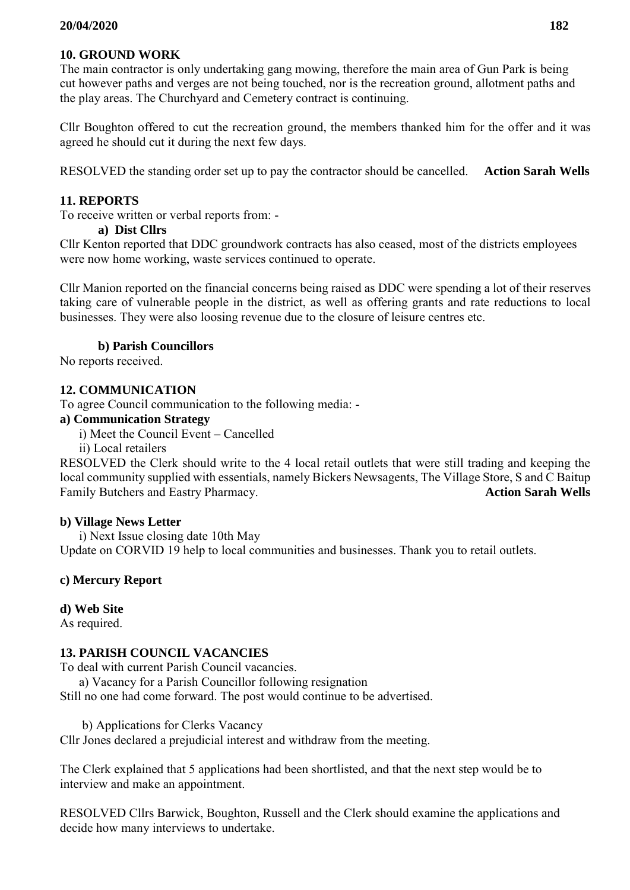## 10. GROUND WORK

The main contractor is only undertaking gang mowing, therefore the main area of Gun Park is being cut however paths and verges are not being touched, nor is the recreation ground, allotment paths and the play areas. The Churchyard and Cemetery contract is continuing.

Cllr Boughton offered to cut the recreation ground, the members thanked him for the offer and it was agreed he should cut it during the next few days.

RESOLVED the standing order set up to pay the contractor should be cancelled. **Action Sarah Wells**

## 11. REPORTS

To receive written or verbal reports from: -

**a) Dist Cllrs**

Cllr Kenton reported that DDC groundwork contracts has also ceased, most of the districts employees were now home working, waste services continued to operate.

Cllr Manion reported on the financial concerns being raised as DDC were spending a lot of their reserves taking care of vulnerable people in the district, as well as offering grants and rate reductions to local businesses. They were also loosing revenue due to the closure of leisure centres etc.

**b) Parish Councillors**

No reports received.

## 12. COMMUNICATION

To agree Council communication to the following media: -

**a) Communication Strategy**

i) Meet the Council Event – Cancelled

ii) Local retailers

RESOLVED the Clerk should write to the 4 local retail outlets that were still trading and keeping the local community supplied with essentials, namely Bickers Newsagents, The Village Store, S and C Baitup Family Butchers and Eastry Pharmacy. **Action Sarah Wells**

**b) Village News Letter**

i) Next Issue closing date 10th May

Update on CORVID 19 help to local communities and businesses. Thank you to retail outlets.

**c) Mercury Report**

**d) Web Site**

As required.

## 13. PARISH COUNCIL VACANCIES

To deal with current Parish Council vacancies.

a) Vacancy for a Parish Councillor following resignation

Still no one had come forward. The post would continue to be advertised.

b) Applications for Clerks Vacancy

Cllr Jones declared a prejudicial interest and withdraw from the meeting.

The Clerk explained that 5 applications had been shortlisted, and that the next step would be to interview and make an appointment.

RESOLVED Cllrs Barwick, Boughton, Russell and the Clerk should examine the applications and decide how many interviews to undertake.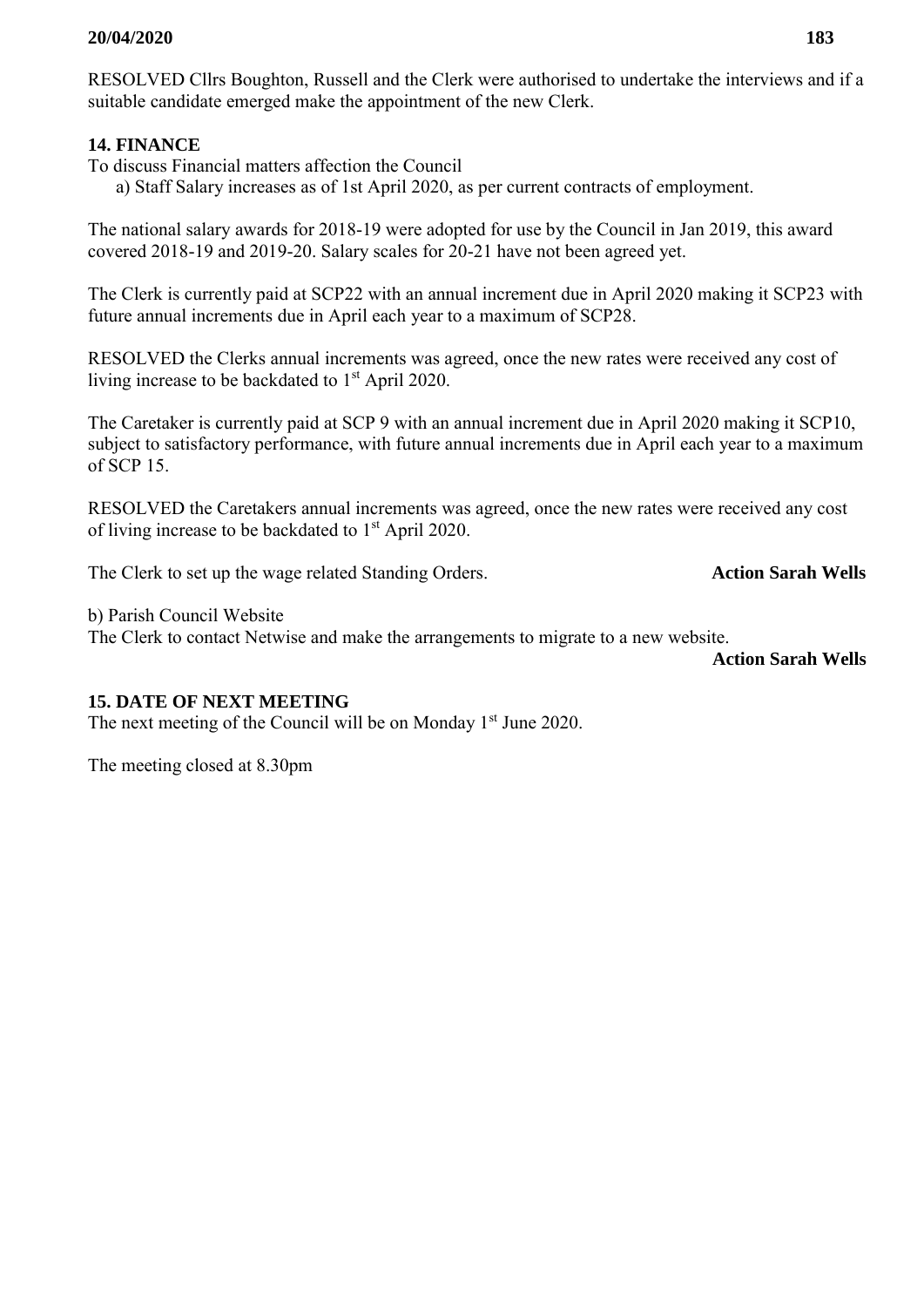RESOLVED Cllrs Boughton, Russell and the Clerk were authorised to undertake the interviews and if a suitable candidate emerged make the appointment of the new Clerk.

**14. FINANCE**

To discuss Financial matters affection the Council

a) Staff Salary increases as of 1st April 2020, as per current contracts of employment.

The national salary awards for 2018-19 were adopted for use by the Council in Jan 2019, this award covered 2018-19 and 2019-20. Salary scales for 20-21 have not been agreed yet.

The Clerk is currently paid at SCP22 with an annual increment due in April 2020 making it SCP23 with future annual increments due in April each year to a maximum of SCP28.

RESOLVED the Clerks annual increments was agreed, once the new rates were received any cost of living increase to be backdated to 1st April 2020.

The Caretaker is currently paid at SCP 9 with an annual increment due in April 2020 making it SCP10, subject to satisfactory performance, with future annual increments due in April each year to a maximum of SCP 15.

RESOLVED the Caretakers annual increments was agreed, once the new rates were received any cost of living increase to be backdated to 1st April 2020.

The Clerk to set up the wage related Standing Orders. **Action Sarah Wells**

b) Parish Council Website

The Clerk to contact Netwise and make the arrangements to migrate to a new website.

**Action Sarah Wells**

**15. DATE OF NEXT MEETING**

The next meeting of the Council will be on Monday 1st June 2020.

The meeting closed at 8.30pm